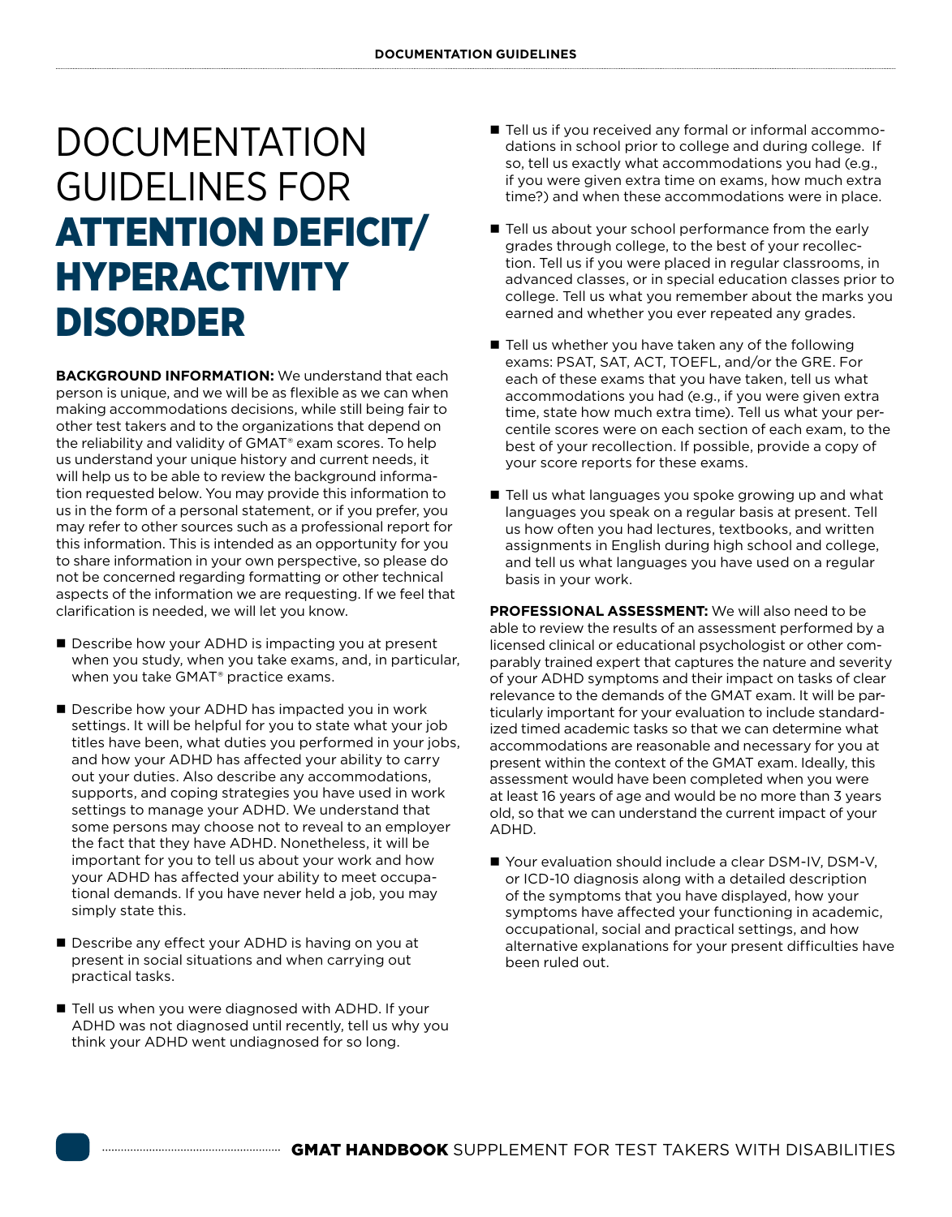# DOCUMENTATION GUIDELINES FOR **ATTENTION DEFICIT/ HYPERACTIVITY DISORDER**

**BACKGROUND INFORMATION:** We understand that each person is unique, and we will be as flexible as we can when making accommodations decisions, while still being fair to other test takers and to the organizations that depend on the reliability and validity of GMAT® exam scores. To help us understand your unique history and current needs, it will help us to be able to review the background information requested below. You may provide this information to us in the form of a personal statement, or if you prefer, you may refer to other sources such as a professional report for this information. This is intended as an opportunity for you to share information in your own perspective, so please do not be concerned regarding formatting or other technical aspects of the information we are requesting. If we feel that clarification is needed, we will let you know.

- Describe how your ADHD is impacting you at present when you study, when you take exams, and, in particular, when you take GMAT® practice exams.
- Describe how your ADHD has impacted you in work settings. It will be helpful for you to state what your job titles have been, what duties you performed in your jobs, and how your ADHD has affected your ability to carry out your duties. Also describe any accommodations, supports, and coping strategies you have used in work settings to manage your ADHD. We understand that some persons may choose not to reveal to an employer the fact that they have ADHD. Nonetheless, it will be important for you to tell us about your work and how your ADHD has affected your ability to meet occupational demands. If you have never held a job, you may simply state this.
- Describe any effect your ADHD is having on you at present in social situations and when carrying out practical tasks.
- Tell us when you were diagnosed with ADHD. If your ADHD was not diagnosed until recently, tell us why you think your ADHD went undiagnosed for so long.
- Tell us if you received any formal or informal accommodations in school prior to college and during college. If so, tell us exactly what accommodations you had (e.g., if you were given extra time on exams, how much extra time?) and when these accommodations were in place.
- Tell us about your school performance from the early grades through college, to the best of your recollection. Tell us if you were placed in regular classrooms, in advanced classes, or in special education classes prior to college. Tell us what you remember about the marks you earned and whether you ever repeated any grades.
- Tell us whether you have taken any of the following exams: PSAT, SAT, ACT, TOEFL, and/or the GRE. For each of these exams that you have taken, tell us what accommodations you had (e.g., if you were given extra time, state how much extra time). Tell us what your percentile scores were on each section of each exam, to the best of your recollection. If possible, provide a copy of your score reports for these exams.
- Tell us what languages you spoke growing up and what languages you speak on a regular basis at present. Tell us how often you had lectures, textbooks, and written assignments in English during high school and college, and tell us what languages you have used on a regular basis in your work.

**PROFESSIONAL ASSESSMENT:** We will also need to be able to review the results of an assessment performed by a licensed clinical or educational psychologist or other comparably trained expert that captures the nature and severity of your ADHD symptoms and their impact on tasks of clear relevance to the demands of the GMAT exam. It will be particularly important for your evaluation to include standardized timed academic tasks so that we can determine what accommodations are reasonable and necessary for you at present within the context of the GMAT exam. Ideally, this assessment would have been completed when you were at least 16 years of age and would be no more than 3 years old, so that we can understand the current impact of your ADHD.

- Your evaluation should include a clear DSM-IV, DSM-V, or ICD-10 diagnosis along with a detailed description of the symptoms that you have displayed, how your symptoms have affected your functioning in academic, occupational, social and practical settings, and how alternative explanations for your present difficulties have been ruled out.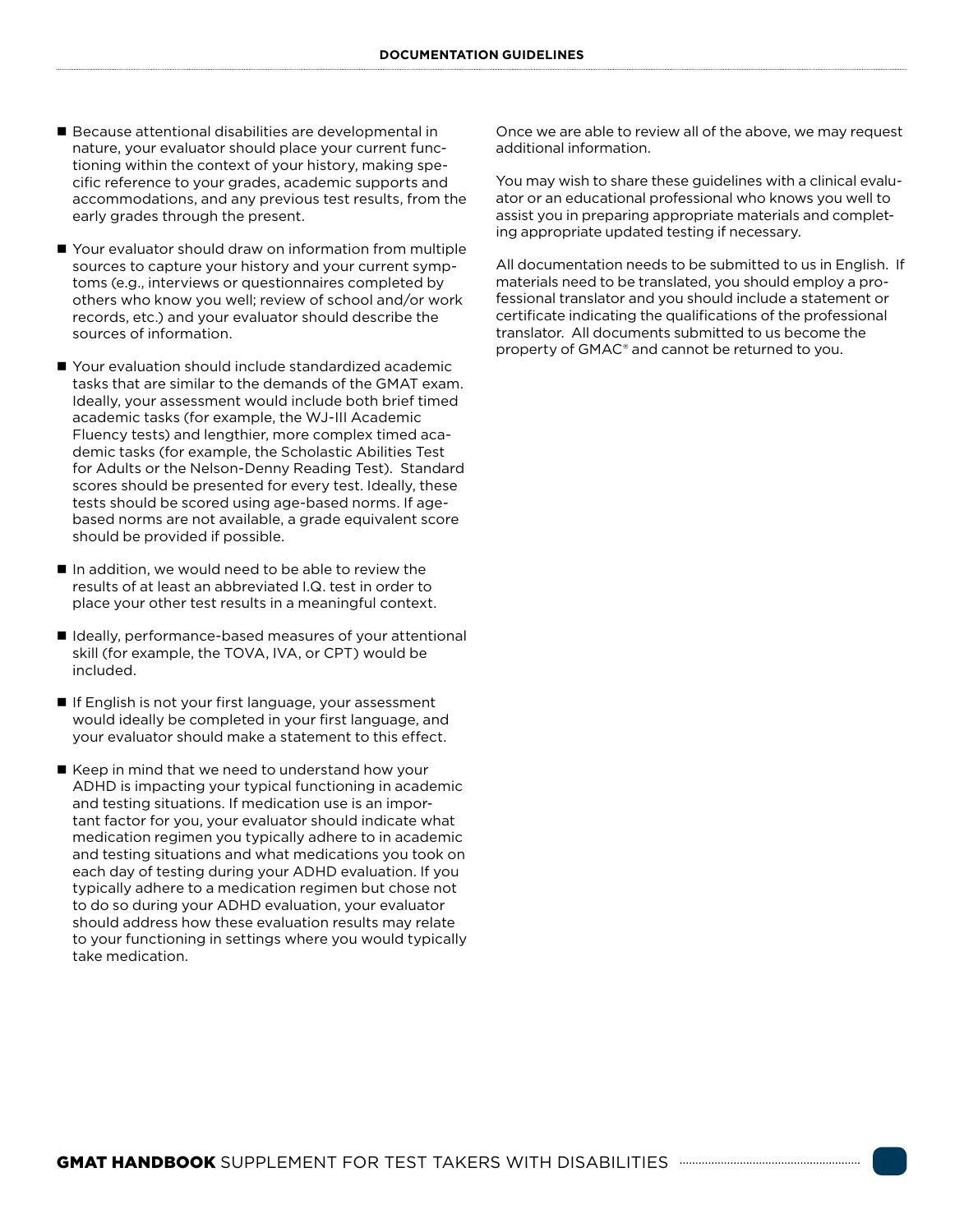- Because attentional disabilities are developmental in nature, your evaluator should place your current functioning within the context of your history, making specific reference to your grades, academic supports and accommodations, and any previous test results, from the early grades through the present.
- Your evaluator should draw on information from multiple sources to capture your history and your current symptoms (e.g., interviews or questionnaires completed by others who know you well; review of school and/or work records, etc.) and your evaluator should describe the sources of information.
- Your evaluation should include standardized academic tasks that are similar to the demands of the GMAT exam. Ideally, your assessment would include both brief timed academic tasks (for example, the WJ-III Academic Fluency tests) and lengthier, more complex timed academic tasks (for example, the Scholastic Abilities Test for Adults or the Nelson-Denny Reading Test). Standard scores should be presented for every test. Ideally, these tests should be scored using age-based norms. If age-based norms are not available, a grade equivalent score should be provided if possible.
- In addition, we would need to be able to review the results of at least an abbreviated I.Q. test in order to place your other test results in a meaningful context.
- Ideally, performance-based measures of your attentional skill (for example, the TOVA, IVA, or CPT) would be included.
- If English is not your first language, your assessment would ideally be completed in your first language, and your evaluator should make a statement to this effect.
- Keep in mind that we need to understand how your ADHD is impacting your typical functioning in academic and testing situations. If medication use is an important factor for you, your evaluator should indicate what medication regimen you typically adhere to in academic and testing situations and what medications you took on each day of testing during your ADHD evaluation. If you typically adhere to a medication regimen but chose not to do so during your ADHD evaluation, your evaluator should address how these evaluation results may relate to your functioning in settings where you would typically take medication.

Once we are able to review all of the above, we may request additional information.

You may wish to share these guidelines with a clinical evaluator or an educational professional who knows you well to assist you in preparing appropriate materials and completing appropriate updated testing if necessary.

All documentation needs to be submitted to us in English. If materials need to be translated, you should employ a professional translator and you should include a statement or certificate indicating the qualifications of the professional translator. All documents submitted to us become the property of GMAC® and cannot be returned to you.